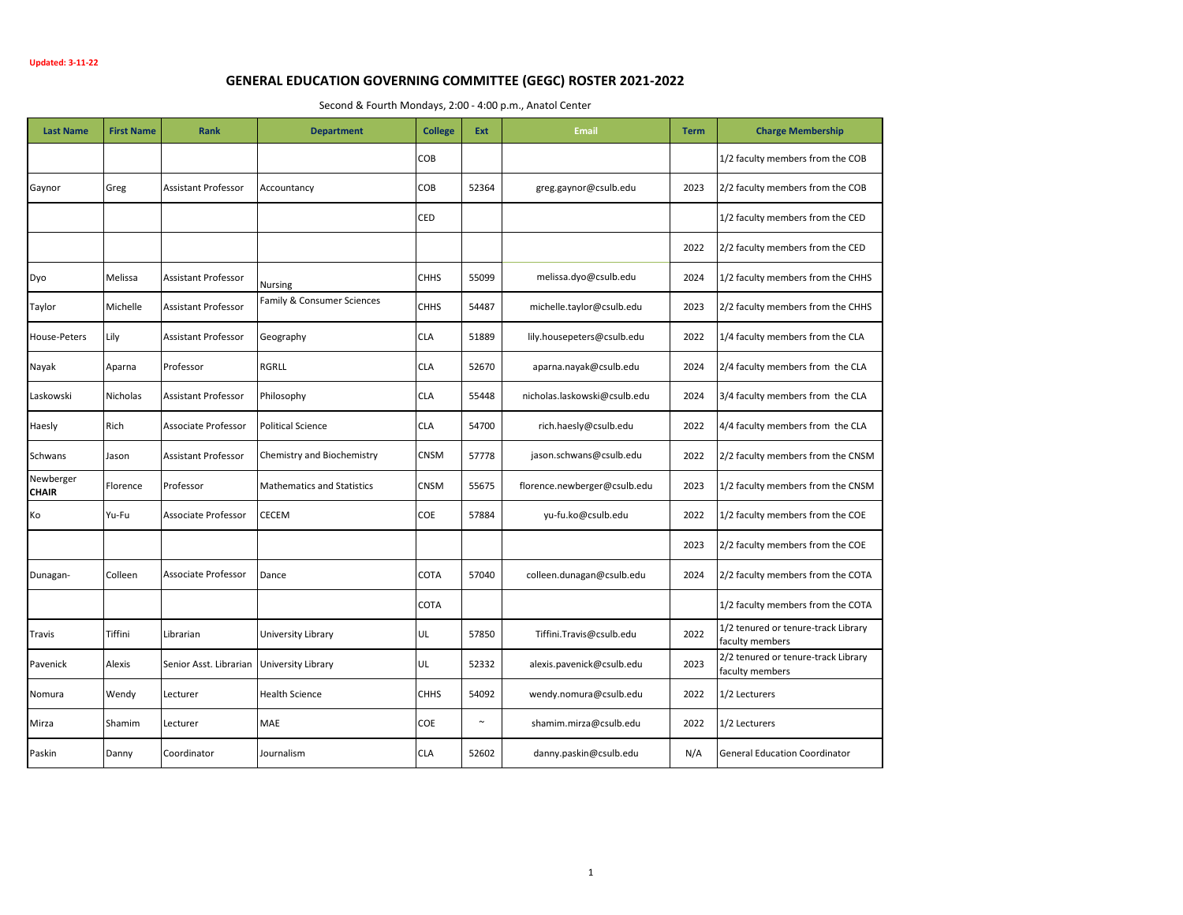Updated: 3-11-22

# GENERAL EDUCATION GOVERNING COMMITTEE (GEGC) ROSTER 2021-2022

Second & Fourth Mondays, 2:00 - 4:00 p.m., Anatol Center

| Last Name | First Name | Rank | Department | College | Ext | Email | Term | Charge Membership |
|---|---|---|---|---|---|---|---|---|
| | | | | COB | | | | 1/2 faculty members from the COB |
| Gaynor | Greg | Assistant Professor | Accountancy | COB | 52364 | greg.gaynor@csulb.edu | 2023 | 2/2 faculty members from the COB |
| | | | | CED | | | | 1/2 faculty members from the CED |
| | | | | | | | 2022 | 2/2 faculty members from the CED |
| Dyo | Melissa | Assistant Professor | Nursing | CHHS | 55099 | melissa.dyo@csulb.edu | 2024 | 1/2 faculty members from the CHHS |
| Taylor | Michelle | Assistant Professor | Family & Consumer Sciences | CHHS | 54487 | michelle.taylor@csulb.edu | 2023 | 2/2 faculty members from the CHHS |
| House-Peters | Lily | Assistant Professor | Geography | CLA | 51889 | lily.housepeters@csulb.edu | 2022 | 1/4 faculty members from the CLA |
| Nayak | Aparna | Professor | RGRLL | CLA | 52670 | aparna.nayak@csulb.edu | 2024 | 2/4 faculty members from the CLA |
| Laskowski | Nicholas | Assistant Professor | Philosophy | CLA | 55448 | nicholas.laskowski@csulb.edu | 2024 | 3/4 faculty members from the CLA |
| Haesly | Rich | Associate Professor | Political Science | CLA | 54700 | rich.haesly@csulb.edu | 2022 | 4/4 faculty members from the CLA |
| Schwans | Jason | Assistant Professor | Chemistry and Biochemistry | CNSM | 57778 | jason.schwans@csulb.edu | 2022 | 2/2 faculty members from the CNSM |
| Newberger **CHAIR** | Florence | Professor | Mathematics and Statistics | CNSM | 55675 | florence.newberger@csulb.edu | 2023 | 1/2 faculty members from the CNSM |
| Ko | Yu-Fu | Associate Professor | CECEM | COE | 57884 | yu-fu.ko@csulb.edu | 2022 | 1/2 faculty members from the COE |
| | | | | | | | 2023 | 2/2 faculty members from the COE |
| Dunagan- | Colleen | Associate Professor | Dance | COTA | 57040 | colleen.dunagan@csulb.edu | 2024 | 2/2 faculty members from the COTA |
| | | | | COTA | | | | 1/2 faculty members from the COTA |
| Travis | Tiffini | Librarian | University Library | UL | 57850 | Tiffini.Travis@csulb.edu | 2022 | 1/2 tenured or tenure-track Library faculty members |
| Pavenick | Alexis | Senior Asst. Librarian | University Library | UL | 52332 | alexis.pavenick@csulb.edu | 2023 | 2/2 tenured or tenure-track Library faculty members |
| Nomura | Wendy | Lecturer | Health Science | CHHS | 54092 | wendy.nomura@csulb.edu | 2022 | 1/2 Lecturers |
| Mirza | Shamim | Lecturer | MAE | COE | ~ | shamim.mirza@csulb.edu | 2022 | 1/2 Lecturers |
| Paskin | Danny | Coordinator | Journalism | CLA | 52602 | danny.paskin@csulb.edu | N/A | General Education Coordinator |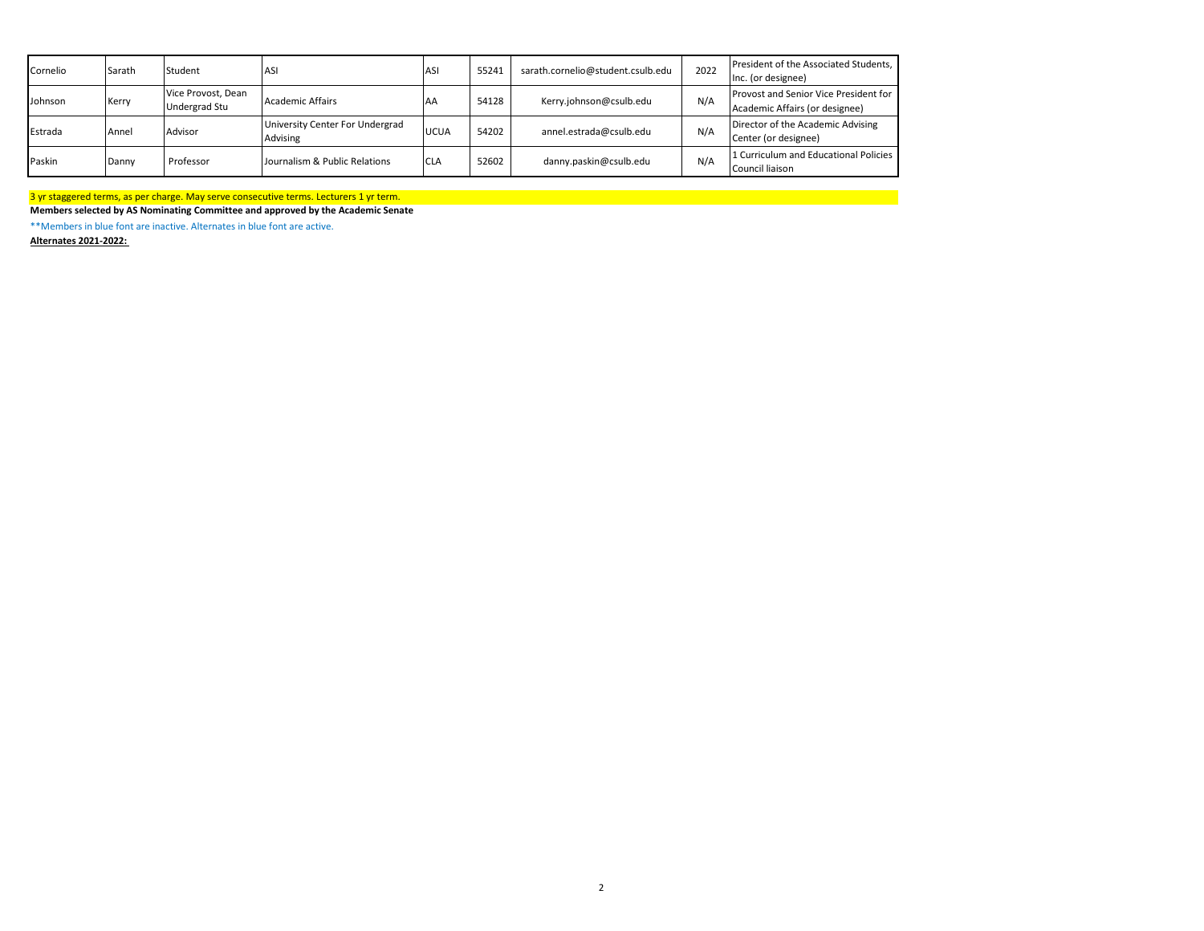| | | | | | | | | |
|---|---|---|---|---|---|---|---|---|
| Cornelio | Sarath | Student | ASI | ASI | 55241 | sarath.cornelio@student.csulb.edu | 2022 | President of the Associated Students, Inc. (or designee) |
| Johnson | Kerry | Vice Provost, Dean Undergrad Stu | Academic Affairs | AA | 54128 | Kerry.johnson@csulb.edu | N/A | Provost and Senior Vice President for Academic Affairs (or designee) |
| Estrada | Annel | Advisor | University Center For Undergrad Advising | UCUA | 54202 | annel.estrada@csulb.edu | N/A | Director of the Academic Advising Center (or designee) |
| Paskin | Danny | Professor | Journalism & Public Relations | CLA | 52602 | danny.paskin@csulb.edu | N/A | 1 Curriculum and Educational Policies Council liaison |

3 yr staggered terms, as per charge. May serve consecutive terms. Lecturers 1 yr term.

**Members selected by AS Nominating Committee and approved by the Academic Senate**

**Members in blue font are inactive. Alternates in blue font are active.

**Alternates 2021-2022:**